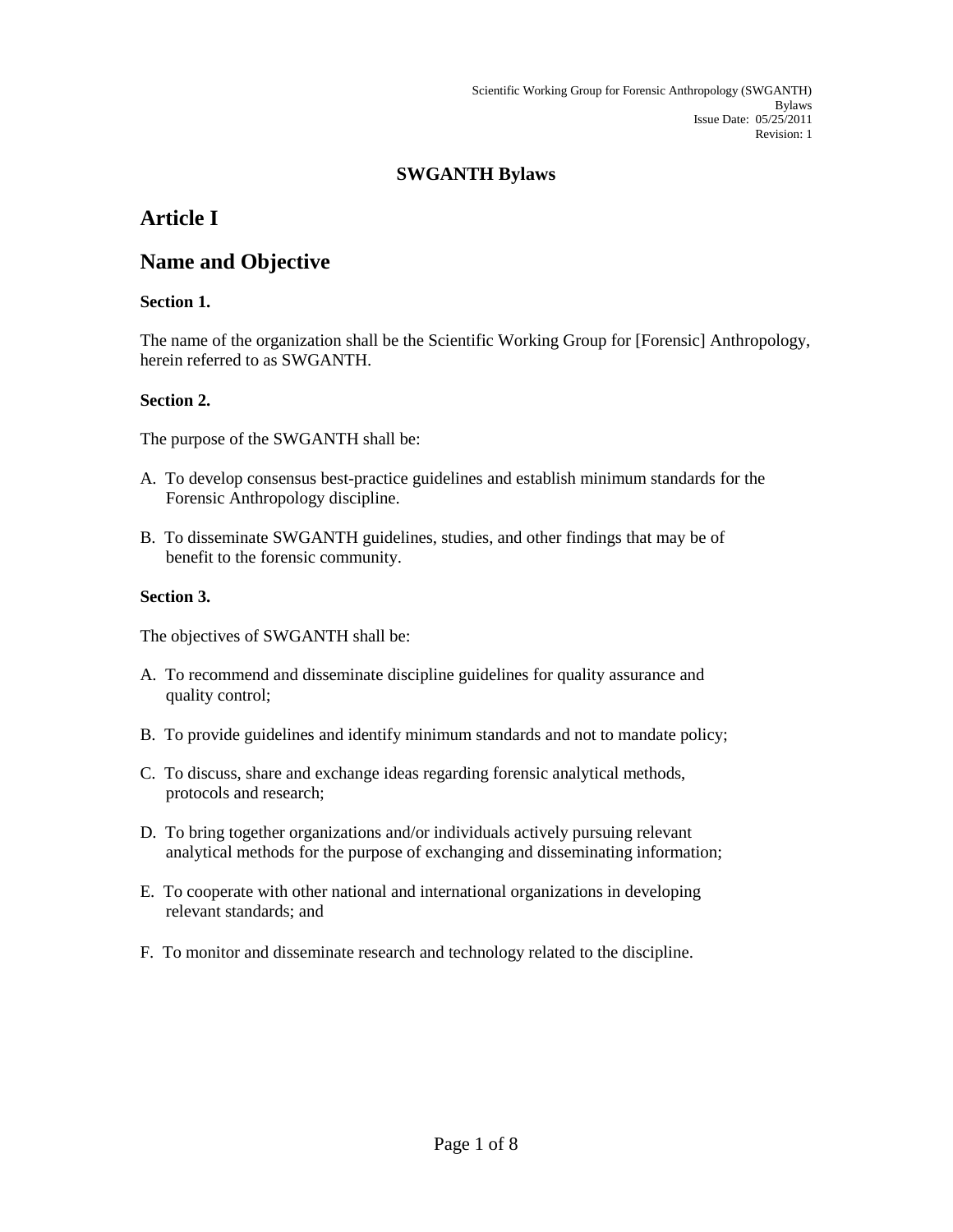# SWGANTH Bylaws

## Article I

## Name and Objective

**Section 1.**

The name of the organization shall be the Scientific Working Group for [Forensic] Anthropology, herein referred to as SWGANTH.

**Section 2.**

The purpose of the SWGANTH shall be:

A. To develop consensus best-practice guidelines and establish minimum standards for the Forensic Anthropology discipline.

B. To disseminate SWGANTH guidelines, studies, and other findings that may be of benefit to the forensic community.

**Section 3.**

The objectives of SWGANTH shall be:

A. To recommend and disseminate discipline guidelines for quality assurance and quality control;

B. To provide guidelines and identify minimum standards and not to mandate policy;

C. To discuss, share and exchange ideas regarding forensic analytical methods, protocols and research;

D. To bring together organizations and/or individuals actively pursuing relevant analytical methods for the purpose of exchanging and disseminating information;

E. To cooperate with other national and international organizations in developing relevant standards; and

F. To monitor and disseminate research and technology related to the discipline.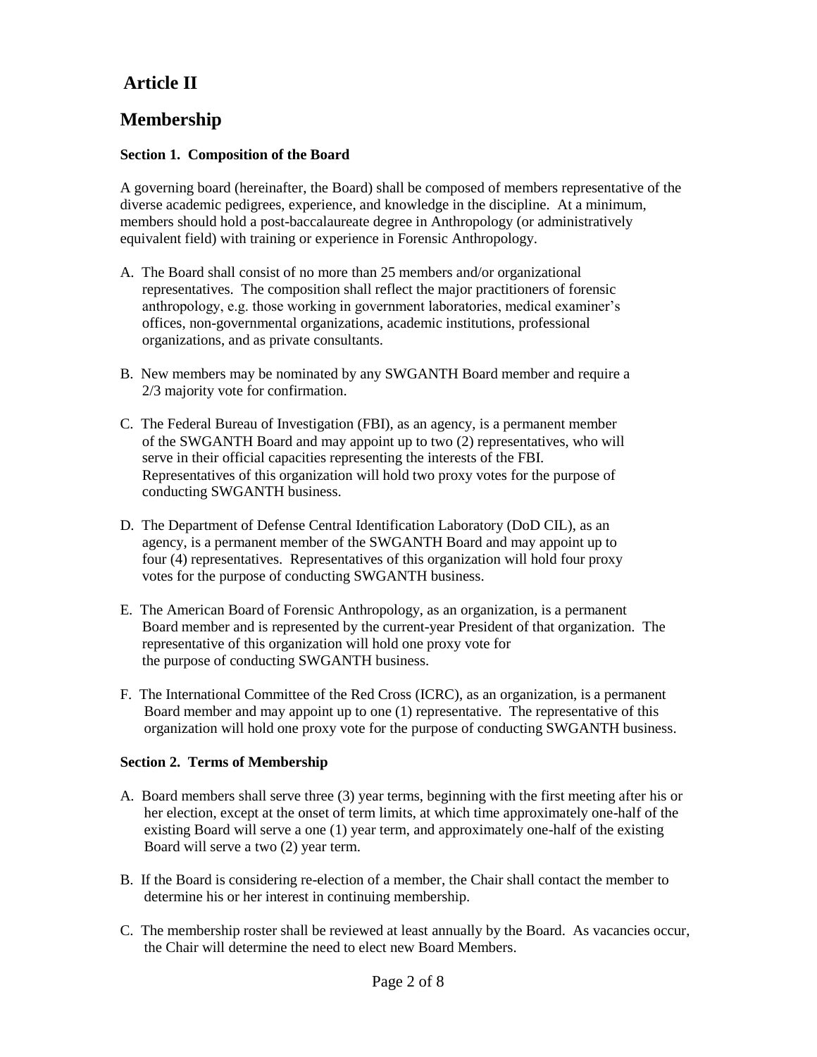# Article II

## Membership

**Section 1. Composition of the Board**

A governing board (hereinafter, the Board) shall be composed of members representative of the diverse academic pedigrees, experience, and knowledge in the discipline. At a minimum, members should hold a post-baccalaureate degree in Anthropology (or administratively equivalent field) with training or experience in Forensic Anthropology.

A. The Board shall consist of no more than 25 members and/or organizational representatives. The composition shall reflect the major practitioners of forensic anthropology, e.g. those working in government laboratories, medical examiner's offices, non-governmental organizations, academic institutions, professional organizations, and as private consultants.

B. New members may be nominated by any SWGANTH Board member and require a 2/3 majority vote for confirmation.

C. The Federal Bureau of Investigation (FBI), as an agency, is a permanent member of the SWGANTH Board and may appoint up to two (2) representatives, who will serve in their official capacities representing the interests of the FBI. Representatives of this organization will hold two proxy votes for the purpose of conducting SWGANTH business.

D. The Department of Defense Central Identification Laboratory (DoD CIL), as an agency, is a permanent member of the SWGANTH Board and may appoint up to four (4) representatives. Representatives of this organization will hold four proxy votes for the purpose of conducting SWGANTH business.

E. The American Board of Forensic Anthropology, as an organization, is a permanent Board member and is represented by the current-year President of that organization. The representative of this organization will hold one proxy vote for the purpose of conducting SWGANTH business.

F. The International Committee of the Red Cross (ICRC), as an organization, is a permanent Board member and may appoint up to one (1) representative. The representative of this organization will hold one proxy vote for the purpose of conducting SWGANTH business.

**Section 2. Terms of Membership**

A. Board members shall serve three (3) year terms, beginning with the first meeting after his or her election, except at the onset of term limits, at which time approximately one-half of the existing Board will serve a one (1) year term, and approximately one-half of the existing Board will serve a two (2) year term.

B. If the Board is considering re-election of a member, the Chair shall contact the member to determine his or her interest in continuing membership.

C. The membership roster shall be reviewed at least annually by the Board. As vacancies occur, the Chair will determine the need to elect new Board Members.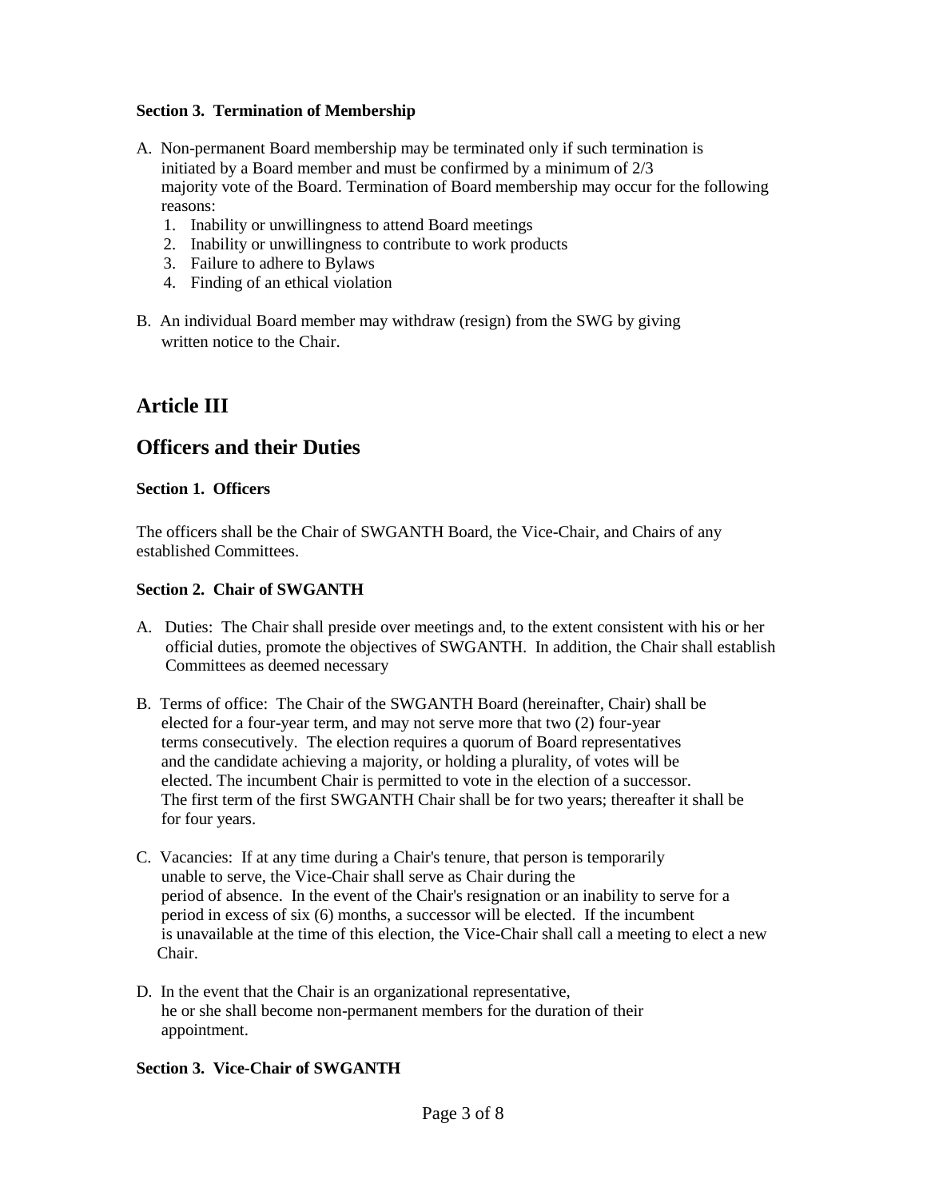**Section 3. Termination of Membership**

A. Non-permanent Board membership may be terminated only if such termination is initiated by a Board member and must be confirmed by a minimum of 2/3 majority vote of the Board. Termination of Board membership may occur for the following reasons:
   1. Inability or unwillingness to attend Board meetings
   2. Inability or unwillingness to contribute to work products
   3. Failure to adhere to Bylaws
   4. Finding of an ethical violation

B. An individual Board member may withdraw (resign) from the SWG by giving written notice to the Chair.

## Article III

## Officers and their Duties

**Section 1. Officers**

The officers shall be the Chair of SWGANTH Board, the Vice-Chair, and Chairs of any established Committees.

**Section 2. Chair of SWGANTH**

A. Duties: The Chair shall preside over meetings and, to the extent consistent with his or her official duties, promote the objectives of SWGANTH. In addition, the Chair shall establish Committees as deemed necessary

B. Terms of office: The Chair of the SWGANTH Board (hereinafter, Chair) shall be elected for a four-year term, and may not serve more that two (2) four-year terms consecutively. The election requires a quorum of Board representatives and the candidate achieving a majority, or holding a plurality, of votes will be elected. The incumbent Chair is permitted to vote in the election of a successor. The first term of the first SWGANTH Chair shall be for two years; thereafter it shall be for four years.

C. Vacancies: If at any time during a Chair's tenure, that person is temporarily unable to serve, the Vice-Chair shall serve as Chair during the period of absence. In the event of the Chair's resignation or an inability to serve for a period in excess of six (6) months, a successor will be elected. If the incumbent is unavailable at the time of this election, the Vice-Chair shall call a meeting to elect a new Chair.

D. In the event that the Chair is an organizational representative, he or she shall become non-permanent members for the duration of their appointment.

**Section 3. Vice-Chair of SWGANTH**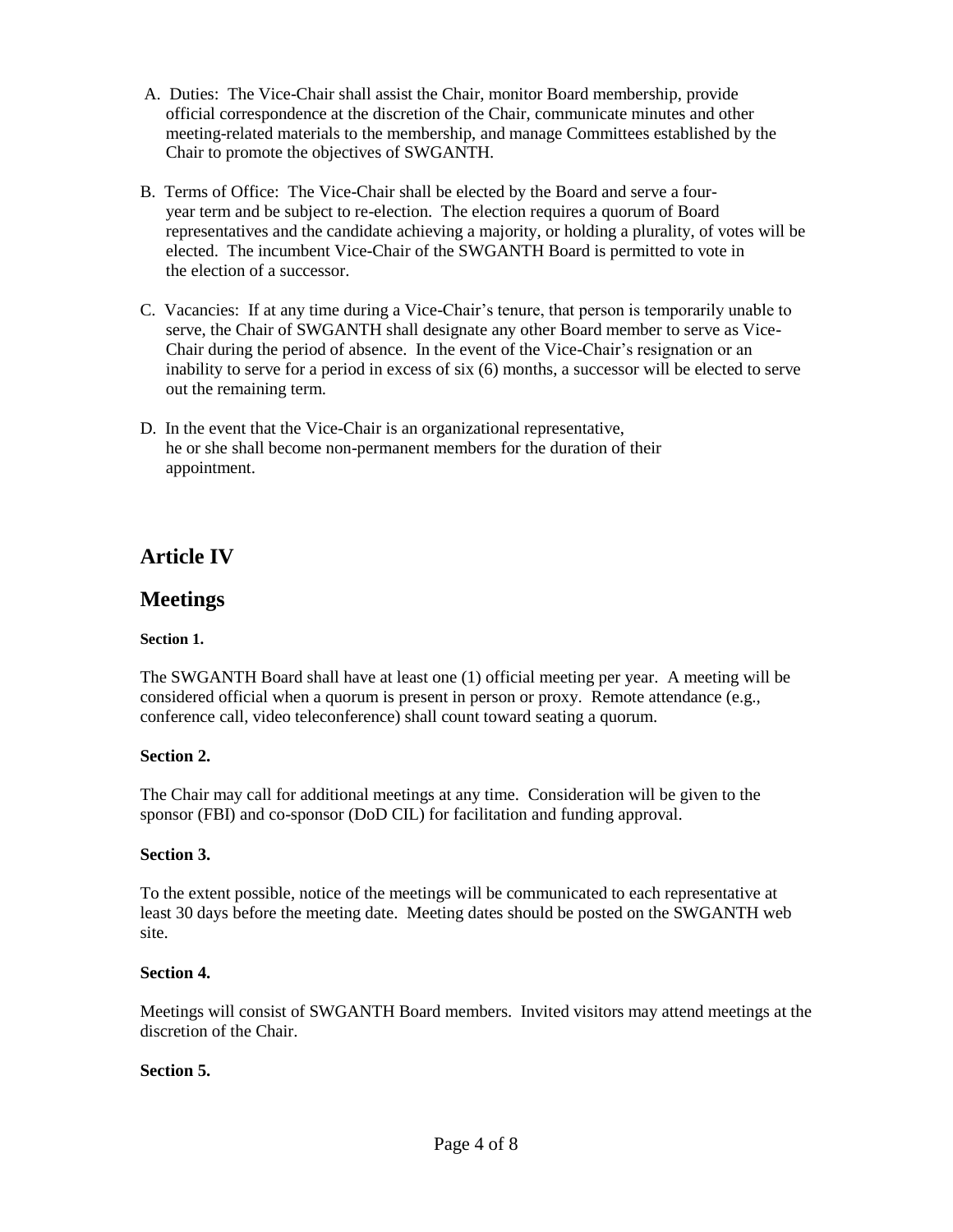A. Duties: The Vice-Chair shall assist the Chair, monitor Board membership, provide official correspondence at the discretion of the Chair, communicate minutes and other meeting-related materials to the membership, and manage Committees established by the Chair to promote the objectives of SWGANTH.

B. Terms of Office: The Vice-Chair shall be elected by the Board and serve a four-year term and be subject to re-election. The election requires a quorum of Board representatives and the candidate achieving a majority, or holding a plurality, of votes will be elected. The incumbent Vice-Chair of the SWGANTH Board is permitted to vote in the election of a successor.

C. Vacancies: If at any time during a Vice-Chair's tenure, that person is temporarily unable to serve, the Chair of SWGANTH shall designate any other Board member to serve as Vice-Chair during the period of absence. In the event of the Vice-Chair's resignation or an inability to serve for a period in excess of six (6) months, a successor will be elected to serve out the remaining term.

D. In the event that the Vice-Chair is an organizational representative, he or she shall become non-permanent members for the duration of their appointment.

# Article IV

# Meetings

**Section 1.**

The SWGANTH Board shall have at least one (1) official meeting per year. A meeting will be considered official when a quorum is present in person or proxy. Remote attendance (e.g., conference call, video teleconference) shall count toward seating a quorum.

**Section 2.**

The Chair may call for additional meetings at any time. Consideration will be given to the sponsor (FBI) and co-sponsor (DoD CIL) for facilitation and funding approval.

**Section 3.**

To the extent possible, notice of the meetings will be communicated to each representative at least 30 days before the meeting date. Meeting dates should be posted on the SWGANTH web site.

**Section 4.**

Meetings will consist of SWGANTH Board members. Invited visitors may attend meetings at the discretion of the Chair.

**Section 5.**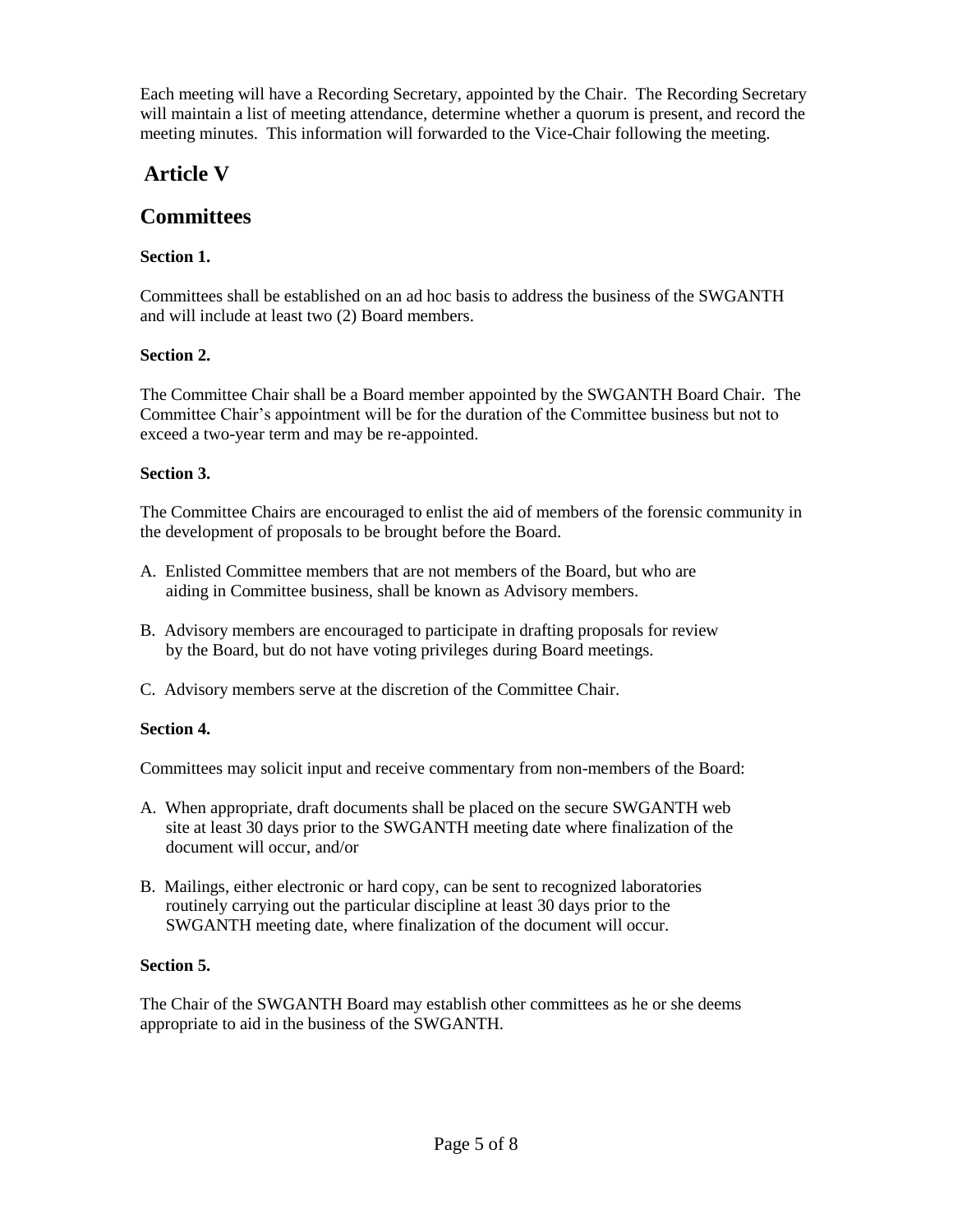Each meeting will have a Recording Secretary, appointed by the Chair. The Recording Secretary will maintain a list of meeting attendance, determine whether a quorum is present, and record the meeting minutes. This information will forwarded to the Vice-Chair following the meeting.

## Article V

## Committees

**Section 1.**

Committees shall be established on an ad hoc basis to address the business of the SWGANTH and will include at least two (2) Board members.

**Section 2.**

The Committee Chair shall be a Board member appointed by the SWGANTH Board Chair. The Committee Chair's appointment will be for the duration of the Committee business but not to exceed a two-year term and may be re-appointed.

**Section 3.**

The Committee Chairs are encouraged to enlist the aid of members of the forensic community in the development of proposals to be brought before the Board.

A. Enlisted Committee members that are not members of the Board, but who are aiding in Committee business, shall be known as Advisory members.

B. Advisory members are encouraged to participate in drafting proposals for review by the Board, but do not have voting privileges during Board meetings.

C. Advisory members serve at the discretion of the Committee Chair.

**Section 4.**

Committees may solicit input and receive commentary from non-members of the Board:

A. When appropriate, draft documents shall be placed on the secure SWGANTH web site at least 30 days prior to the SWGANTH meeting date where finalization of the document will occur, and/or

B. Mailings, either electronic or hard copy, can be sent to recognized laboratories routinely carrying out the particular discipline at least 30 days prior to the SWGANTH meeting date, where finalization of the document will occur.

**Section 5.**

The Chair of the SWGANTH Board may establish other committees as he or she deems appropriate to aid in the business of the SWGANTH.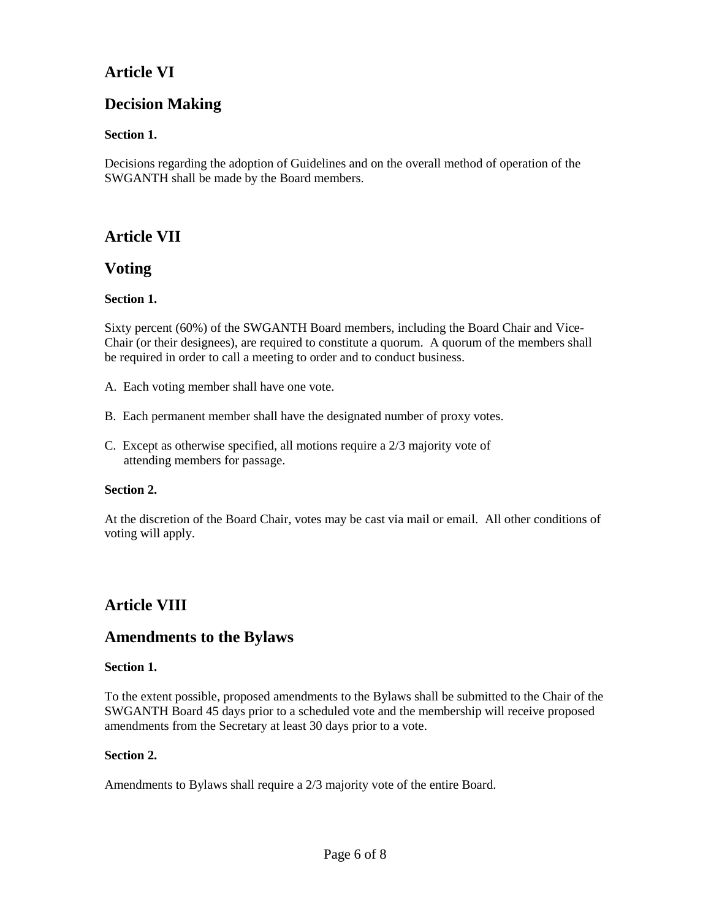## Article VI

## Decision Making

**Section 1.**

Decisions regarding the adoption of Guidelines and on the overall method of operation of the SWGANTH shall be made by the Board members.

## Article VII

## Voting

**Section 1.**

Sixty percent (60%) of the SWGANTH Board members, including the Board Chair and Vice-Chair (or their designees), are required to constitute a quorum. A quorum of the members shall be required in order to call a meeting to order and to conduct business.

A. Each voting member shall have one vote.

B. Each permanent member shall have the designated number of proxy votes.

C. Except as otherwise specified, all motions require a 2/3 majority vote of attending members for passage.

**Section 2.**

At the discretion of the Board Chair, votes may be cast via mail or email. All other conditions of voting will apply.

## Article VIII

## Amendments to the Bylaws

**Section 1.**

To the extent possible, proposed amendments to the Bylaws shall be submitted to the Chair of the SWGANTH Board 45 days prior to a scheduled vote and the membership will receive proposed amendments from the Secretary at least 30 days prior to a vote.

**Section 2.**

Amendments to Bylaws shall require a 2/3 majority vote of the entire Board.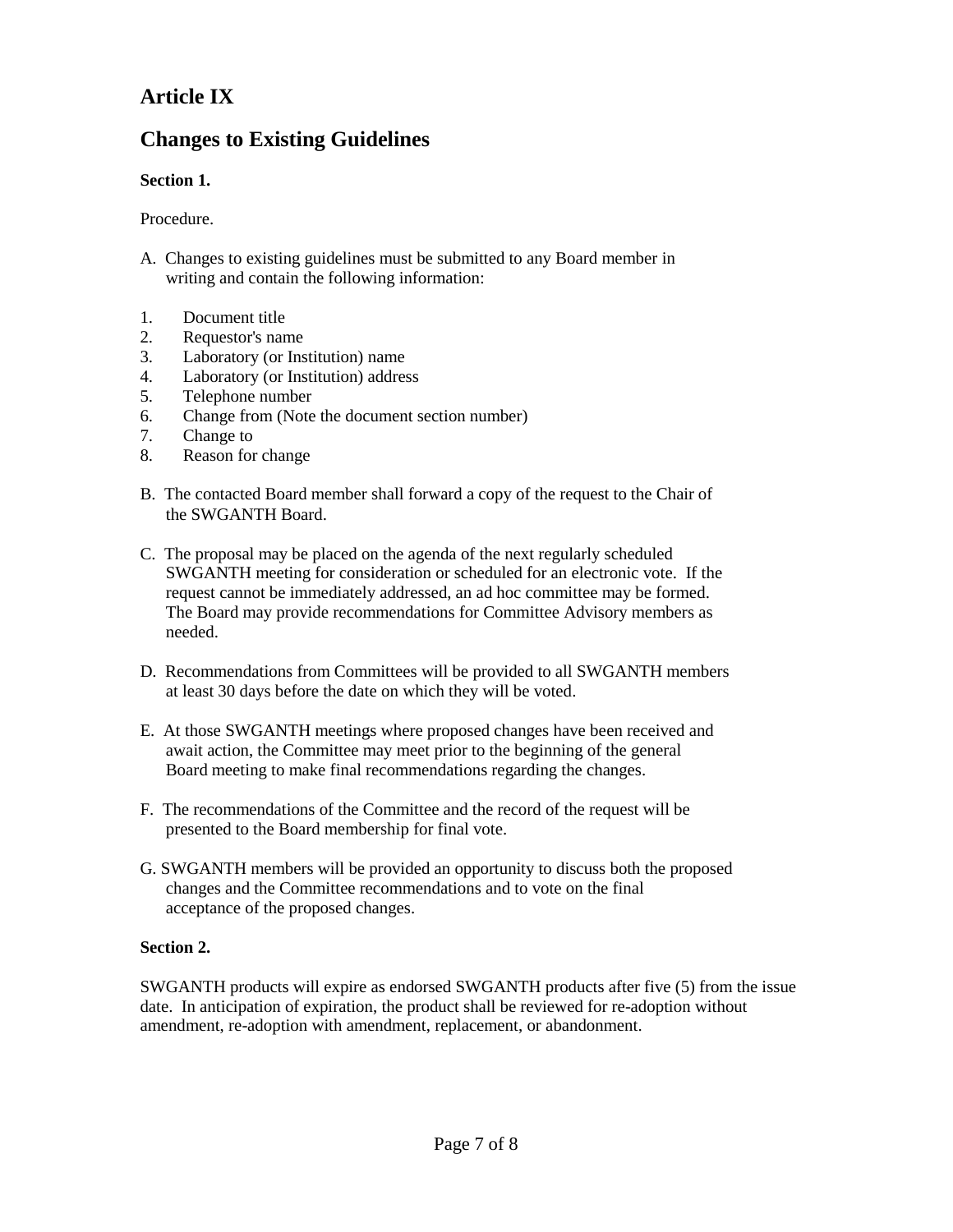## Article IX

## Changes to Existing Guidelines

**Section 1.**

Procedure.

A. Changes to existing guidelines must be submitted to any Board member in writing and contain the following information:

1. Document title
2. Requestor's name
3. Laboratory (or Institution) name
4. Laboratory (or Institution) address
5. Telephone number
6. Change from (Note the document section number)
7. Change to
8. Reason for change

B. The contacted Board member shall forward a copy of the request to the Chair of the SWGANTH Board.

C. The proposal may be placed on the agenda of the next regularly scheduled SWGANTH meeting for consideration or scheduled for an electronic vote. If the request cannot be immediately addressed, an ad hoc committee may be formed. The Board may provide recommendations for Committee Advisory members as needed.

D. Recommendations from Committees will be provided to all SWGANTH members at least 30 days before the date on which they will be voted.

E. At those SWGANTH meetings where proposed changes have been received and await action, the Committee may meet prior to the beginning of the general Board meeting to make final recommendations regarding the changes.

F. The recommendations of the Committee and the record of the request will be presented to the Board membership for final vote.

G. SWGANTH members will be provided an opportunity to discuss both the proposed changes and the Committee recommendations and to vote on the final acceptance of the proposed changes.

**Section 2.**

SWGANTH products will expire as endorsed SWGANTH products after five (5) from the issue date. In anticipation of expiration, the product shall be reviewed for re-adoption without amendment, re-adoption with amendment, replacement, or abandonment.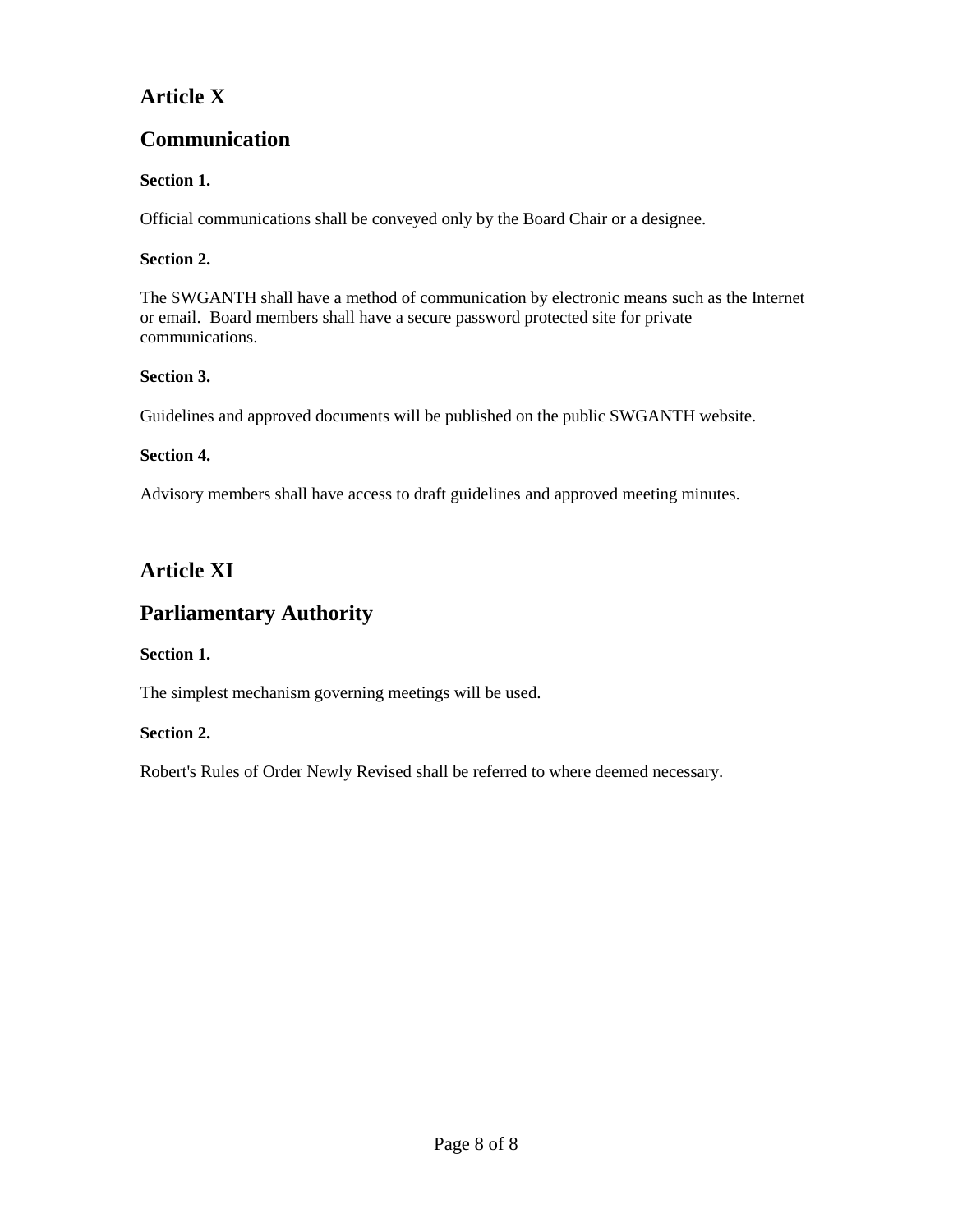## Article X

## Communication

**Section 1.**

Official communications shall be conveyed only by the Board Chair or a designee.

**Section 2.**

The SWGANTH shall have a method of communication by electronic means such as the Internet or email. Board members shall have a secure password protected site for private communications.

**Section 3.**

Guidelines and approved documents will be published on the public SWGANTH website.

**Section 4.**

Advisory members shall have access to draft guidelines and approved meeting minutes.

## Article XI

## Parliamentary Authority

**Section 1.**

The simplest mechanism governing meetings will be used.

**Section 2.**

Robert's Rules of Order Newly Revised shall be referred to where deemed necessary.